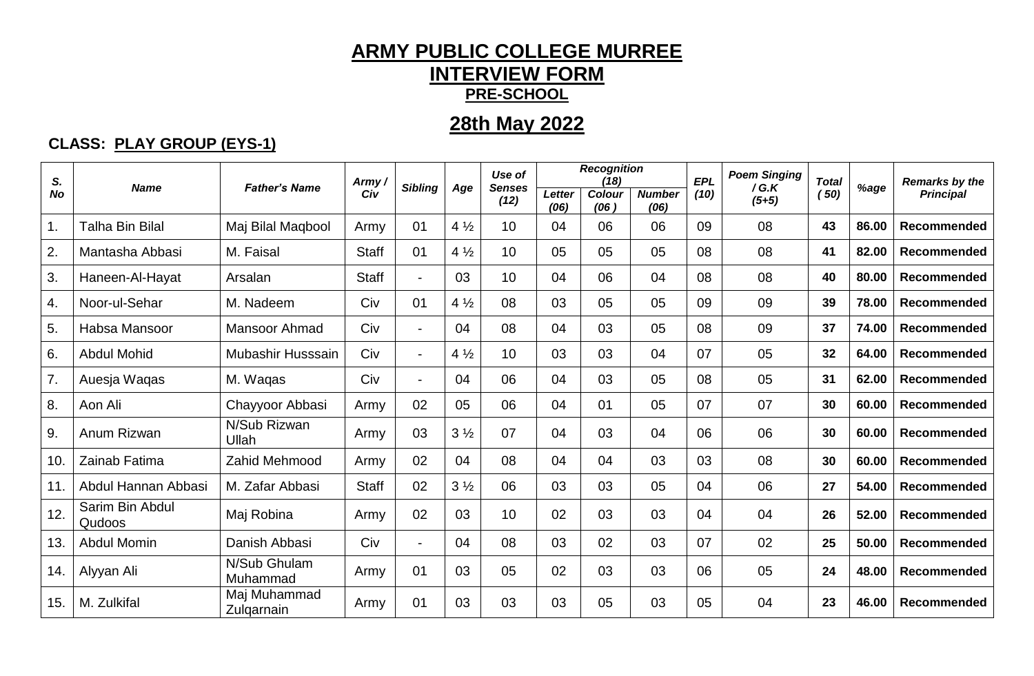# ARMY PUBLIC COLLEGE MURREE
## INTERVIEW FORM
### PRE-SCHOOL

## 28th May 2022

**CLASS: PLAY GROUP (EYS-1)**

| S. No | Name | Father's Name | Army / Civ | Sibling | Age | Use of Senses (12) | Recognition (18) | | | EPL (10) | Poem Singing / G.K (5+5) | Total (50) | %age | Remarks by the Principal |
|---|---|---|---|---|---|---|---|---|---|---|---|---|---|---|
| | | | | | | | Letter (06) | Colour (06) | Number (06) | | | | | |
| 1. | Talha Bin Bilal | Maj Bilal Maqbool | Army | 01 | 4 ½ | 10 | 04 | 06 | 06 | 09 | 08 | **43** | **86.00** | **Recommended** |
| 2. | Mantasha Abbasi | M. Faisal | Staff | 01 | 4 ½ | 10 | 05 | 05 | 05 | 08 | 08 | **41** | **82.00** | **Recommended** |
| 3. | Haneen-Al-Hayat | Arsalan | Staff | - | 03 | 10 | 04 | 06 | 04 | 08 | 08 | **40** | **80.00** | **Recommended** |
| 4. | Noor-ul-Sehar | M. Nadeem | Civ | 01 | 4 ½ | 08 | 03 | 05 | 05 | 09 | 09 | **39** | **78.00** | **Recommended** |
| 5. | Habsa Mansoor | Mansoor Ahmad | Civ | - | 04 | 08 | 04 | 03 | 05 | 08 | 09 | **37** | **74.00** | **Recommended** |
| 6. | Abdul Mohid | Mubashir Husssain | Civ | - | 4 ½ | 10 | 03 | 03 | 04 | 07 | 05 | **32** | **64.00** | **Recommended** |
| 7. | Auesja Waqas | M. Waqas | Civ | - | 04 | 06 | 04 | 03 | 05 | 08 | 05 | **31** | **62.00** | **Recommended** |
| 8. | Aon Ali | Chayyoor Abbasi | Army | 02 | 05 | 06 | 04 | 01 | 05 | 07 | 07 | **30** | **60.00** | **Recommended** |
| 9. | Anum Rizwan | N/Sub Rizwan Ullah | Army | 03 | 3 ½ | 07 | 04 | 03 | 04 | 06 | 06 | **30** | **60.00** | **Recommended** |
| 10. | Zainab Fatima | Zahid Mehmood | Army | 02 | 04 | 08 | 04 | 04 | 03 | 03 | 08 | **30** | **60.00** | **Recommended** |
| 11. | Abdul Hannan Abbasi | M. Zafar Abbasi | Staff | 02 | 3 ½ | 06 | 03 | 03 | 05 | 04 | 06 | **27** | **54.00** | **Recommended** |
| 12. | Sarim Bin Abdul Qudoos | Maj Robina | Army | 02 | 03 | 10 | 02 | 03 | 03 | 04 | 04 | **26** | **52.00** | **Recommended** |
| 13. | Abdul Momin | Danish Abbasi | Civ | - | 04 | 08 | 03 | 02 | 03 | 07 | 02 | **25** | **50.00** | **Recommended** |
| 14. | Alyyan Ali | N/Sub Ghulam Muhammad | Army | 01 | 03 | 05 | 02 | 03 | 03 | 06 | 05 | **24** | **48.00** | **Recommended** |
| 15. | M. Zulkifal | Maj Muhammad Zulqarnain | Army | 01 | 03 | 03 | 03 | 05 | 03 | 05 | 04 | **23** | **46.00** | **Recommended** |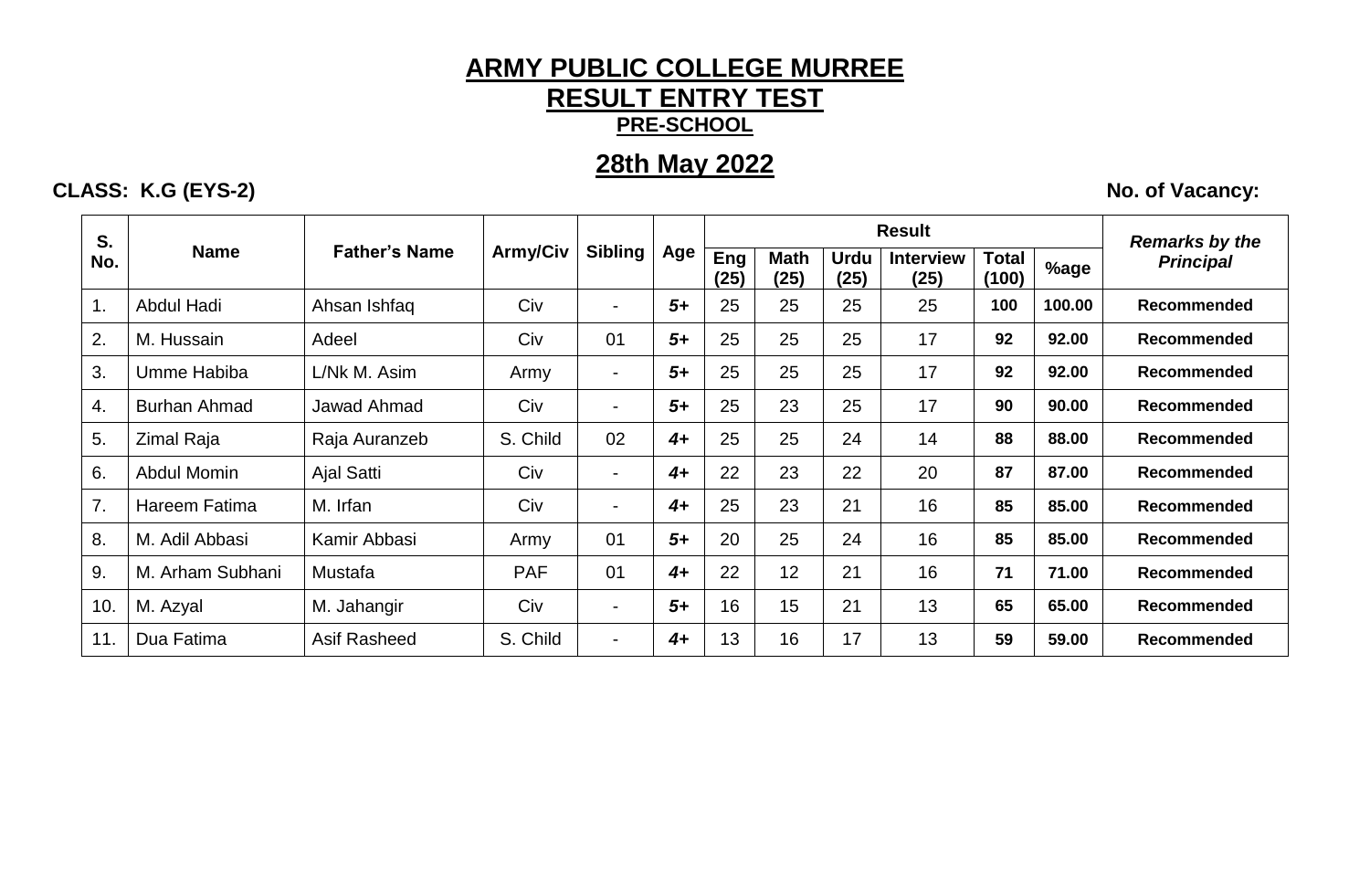# ARMY PUBLIC COLLEGE MURREE

## RESULT ENTRY TEST

### PRE-SCHOOL

## 28th May 2022

**CLASS: K.G (EYS-2)** **No. of Vacancy:**

| S. No. | Name | Father's Name | Army/Civ | Sibling | Age | Result | | | | | | *Remarks by the Principal* |
|---|---|---|---|---|---|---|---|---|---|---|---|---|
| | | | | | | Eng (25) | Math (25) | Urdu (25) | Interview (25) | Total (100) | %age | |
| 1. | Abdul Hadi | Ahsan Ishfaq | Civ | - | *5+* | 25 | 25 | 25 | 25 | **100** | **100.00** | **Recommended** |
| 2. | M. Hussain | Adeel | Civ | 01 | *5+* | 25 | 25 | 25 | 17 | **92** | **92.00** | **Recommended** |
| 3. | Umme Habiba | L/Nk M. Asim | Army | - | *5+* | 25 | 25 | 25 | 17 | **92** | **92.00** | **Recommended** |
| 4. | Burhan Ahmad | Jawad Ahmad | Civ | - | *5+* | 25 | 23 | 25 | 17 | **90** | **90.00** | **Recommended** |
| 5. | Zimal Raja | Raja Auranzeb | S. Child | 02 | *4+* | 25 | 25 | 24 | 14 | **88** | **88.00** | **Recommended** |
| 6. | Abdul Momin | Ajal Satti | Civ | - | *4+* | 22 | 23 | 22 | 20 | **87** | **87.00** | **Recommended** |
| 7. | Hareem Fatima | M. Irfan | Civ | - | *4+* | 25 | 23 | 21 | 16 | **85** | **85.00** | **Recommended** |
| 8. | M. Adil Abbasi | Kamir Abbasi | Army | 01 | *5+* | 20 | 25 | 24 | 16 | **85** | **85.00** | **Recommended** |
| 9. | M. Arham Subhani | Mustafa | PAF | 01 | *4+* | 22 | 12 | 21 | 16 | **71** | **71.00** | **Recommended** |
| 10. | M. Azyal | M. Jahangir | Civ | - | *5+* | 16 | 15 | 21 | 13 | **65** | **65.00** | **Recommended** |
| 11. | Dua Fatima | Asif Rasheed | S. Child | - | *4+* | 13 | 16 | 17 | 13 | **59** | **59.00** | **Recommended** |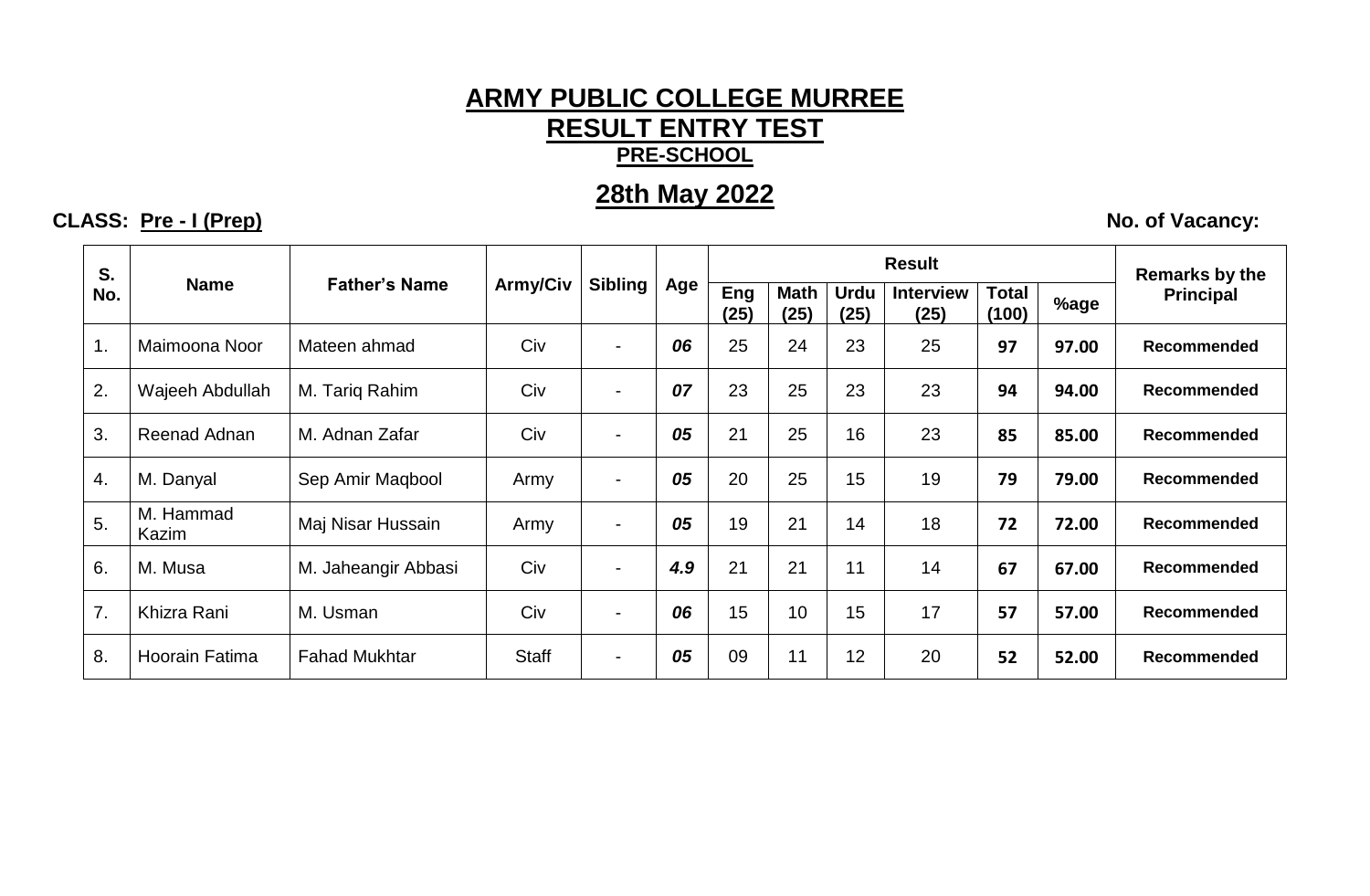# ARMY PUBLIC COLLEGE MURREE

## RESULT ENTRY TEST

### PRE-SCHOOL

## 28th May 2022

**CLASS: Pre - I (Prep)** **No. of Vacancy:**

| S. No. | Name | Father's Name | Army/Civ | Sibling | Age | Result | | | | | | Remarks by the Principal |
|---|---|---|---|---|---|---|---|---|---|---|---|---|
| | | | | | | Eng (25) | Math (25) | Urdu (25) | Interview (25) | Total (100) | %age | |
| 1. | Maimoona Noor | Mateen ahmad | Civ | - | *06* | 25 | 24 | 23 | 25 | **97** | **97.00** | **Recommended** |
| 2. | Wajeeh Abdullah | M. Tariq Rahim | Civ | - | *07* | 23 | 25 | 23 | 23 | **94** | **94.00** | **Recommended** |
| 3. | Reenad Adnan | M. Adnan Zafar | Civ | - | *05* | 21 | 25 | 16 | 23 | **85** | **85.00** | **Recommended** |
| 4. | M. Danyal | Sep Amir Maqbool | Army | - | *05* | 20 | 25 | 15 | 19 | **79** | **79.00** | **Recommended** |
| 5. | M. Hammad Kazim | Maj Nisar Hussain | Army | - | *05* | 19 | 21 | 14 | 18 | **72** | **72.00** | **Recommended** |
| 6. | M. Musa | M. Jaheangir Abbasi | Civ | - | *4.9* | 21 | 21 | 11 | 14 | **67** | **67.00** | **Recommended** |
| 7. | Khizra Rani | M. Usman | Civ | - | *06* | 15 | 10 | 15 | 17 | **57** | **57.00** | **Recommended** |
| 8. | Hoorain Fatima | Fahad Mukhtar | Staff | - | *05* | 09 | 11 | 12 | 20 | **52** | **52.00** | **Recommended** |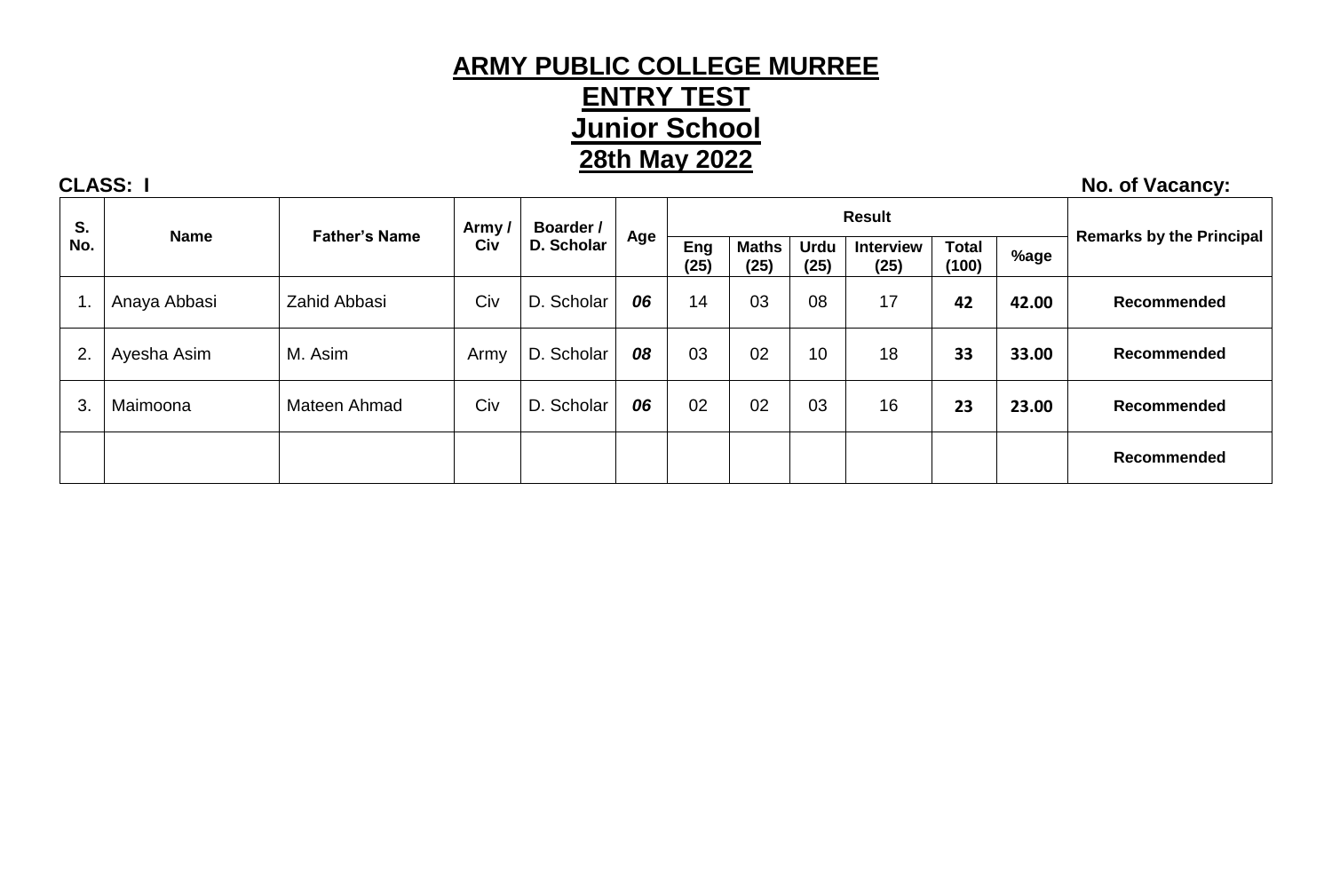# ARMY PUBLIC COLLEGE MURREE

## ENTRY TEST

## Junior School

## 28th May 2022

**CLASS: I** **No. of Vacancy:**

| S. No. | Name | Father's Name | Army / Civ | Boarder / D. Scholar | Age | Result | | | | | | Remarks by the Principal |
|---|---|---|---|---|---|---|---|---|---|---|---|---|
| | | | | | | Eng (25) | Maths (25) | Urdu (25) | Interview (25) | Total (100) | %age | |
| 1. | Anaya Abbasi | Zahid Abbasi | Civ | D. Scholar | ***06*** | 14 | 03 | 08 | 17 | **42** | **42.00** | **Recommended** |
| 2. | Ayesha Asim | M. Asim | Army | D. Scholar | ***08*** | 03 | 02 | 10 | 18 | **33** | **33.00** | **Recommended** |
| 3. | Maimoona | Mateen Ahmad | Civ | D. Scholar | ***06*** | 02 | 02 | 03 | 16 | **23** | **23.00** | **Recommended** |
| | | | | | | | | | | | | **Recommended** |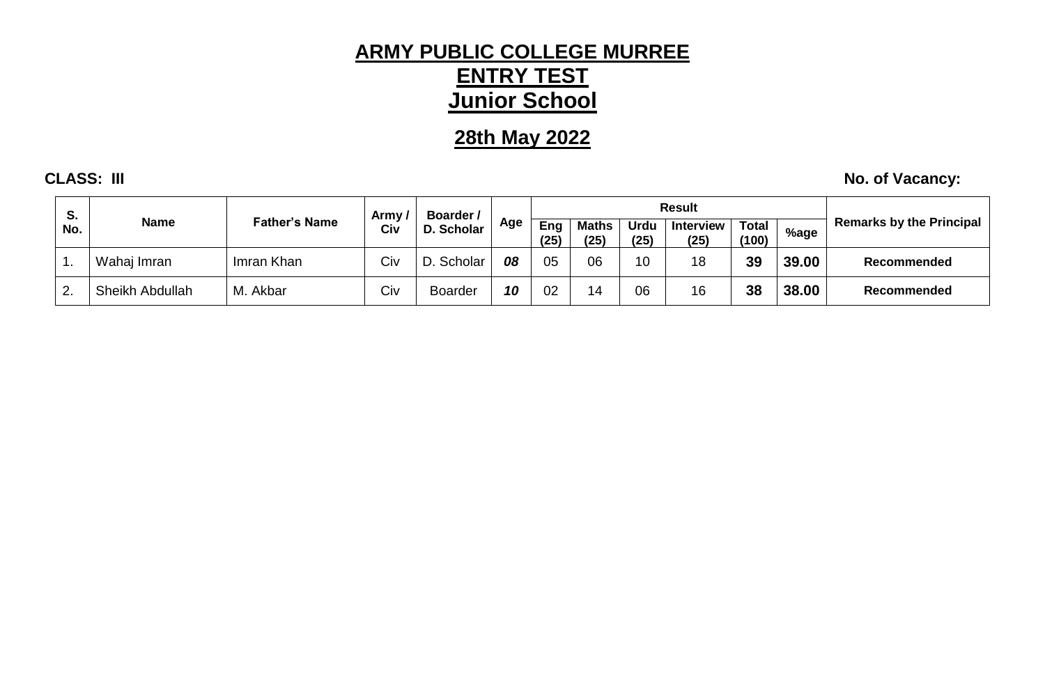# ARMY PUBLIC COLLEGE MURREE
# ENTRY TEST
# Junior School

## 28th May 2022

**CLASS: III** **No. of Vacancy:**

| S. No. | Name | Father's Name | Army / Civ | Boarder / D. Scholar | Age | Result | | | | | | | Remarks by the Principal |
|---|---|---|---|---|---|---|---|---|---|---|---|---|---|
| | | | | | | Eng (25) | Maths (25) | Urdu (25) | Interview (25) | Total (100) | %age | | |
| 1. | Wahaj Imran | Imran Khan | Civ | D. Scholar | ***08*** | 05 | 06 | 10 | 18 | **39** | **39.00** | | **Recommended** |
| 2. | Sheikh Abdullah | M. Akbar | Civ | Boarder | ***10*** | 02 | 14 | 06 | 16 | **38** | **38.00** | | **Recommended** |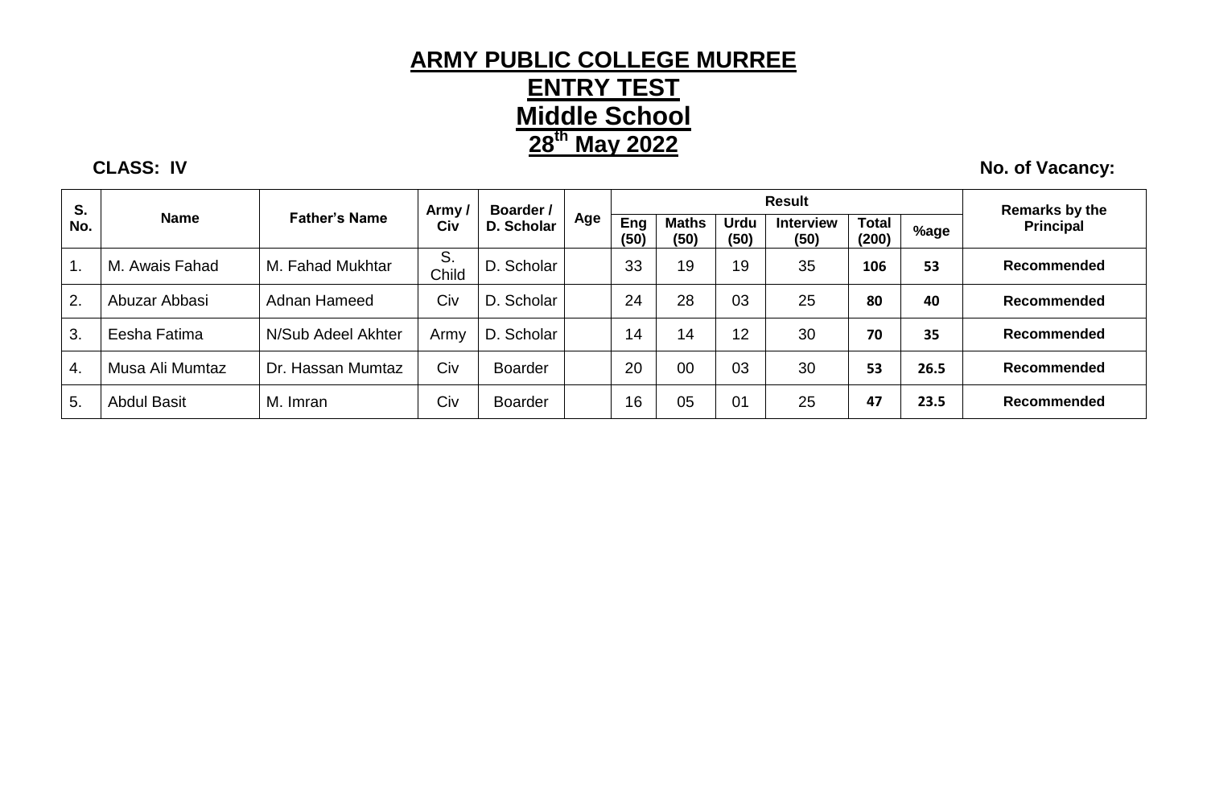# ARMY PUBLIC COLLEGE MURREE

## ENTRY TEST

## Middle School

## 28th May 2022

**CLASS: IV** **No. of Vacancy:**

| S. No. | Name | Father's Name | Army / Civ | Boarder / D. Scholar | Age | Result | | | | | | Remarks by the Principal |
|---|---|---|---|---|---|---|---|---|---|---|---|---|
| | | | | | | Eng (50) | Maths (50) | Urdu (50) | Interview (50) | Total (200) | %age | |
| 1. | M. Awais Fahad | M. Fahad Mukhtar | S. Child | D. Scholar | | 33 | 19 | 19 | 35 | **106** | **53** | **Recommended** |
| 2. | Abuzar Abbasi | Adnan Hameed | Civ | D. Scholar | | 24 | 28 | 03 | 25 | **80** | **40** | **Recommended** |
| 3. | Eesha Fatima | N/Sub Adeel Akhter | Army | D. Scholar | | 14 | 14 | 12 | 30 | **70** | **35** | **Recommended** |
| 4. | Musa Ali Mumtaz | Dr. Hassan Mumtaz | Civ | Boarder | | 20 | 00 | 03 | 30 | **53** | **26.5** | **Recommended** |
| 5. | Abdul Basit | M. Imran | Civ | Boarder | | 16 | 05 | 01 | 25 | **47** | **23.5** | **Recommended** |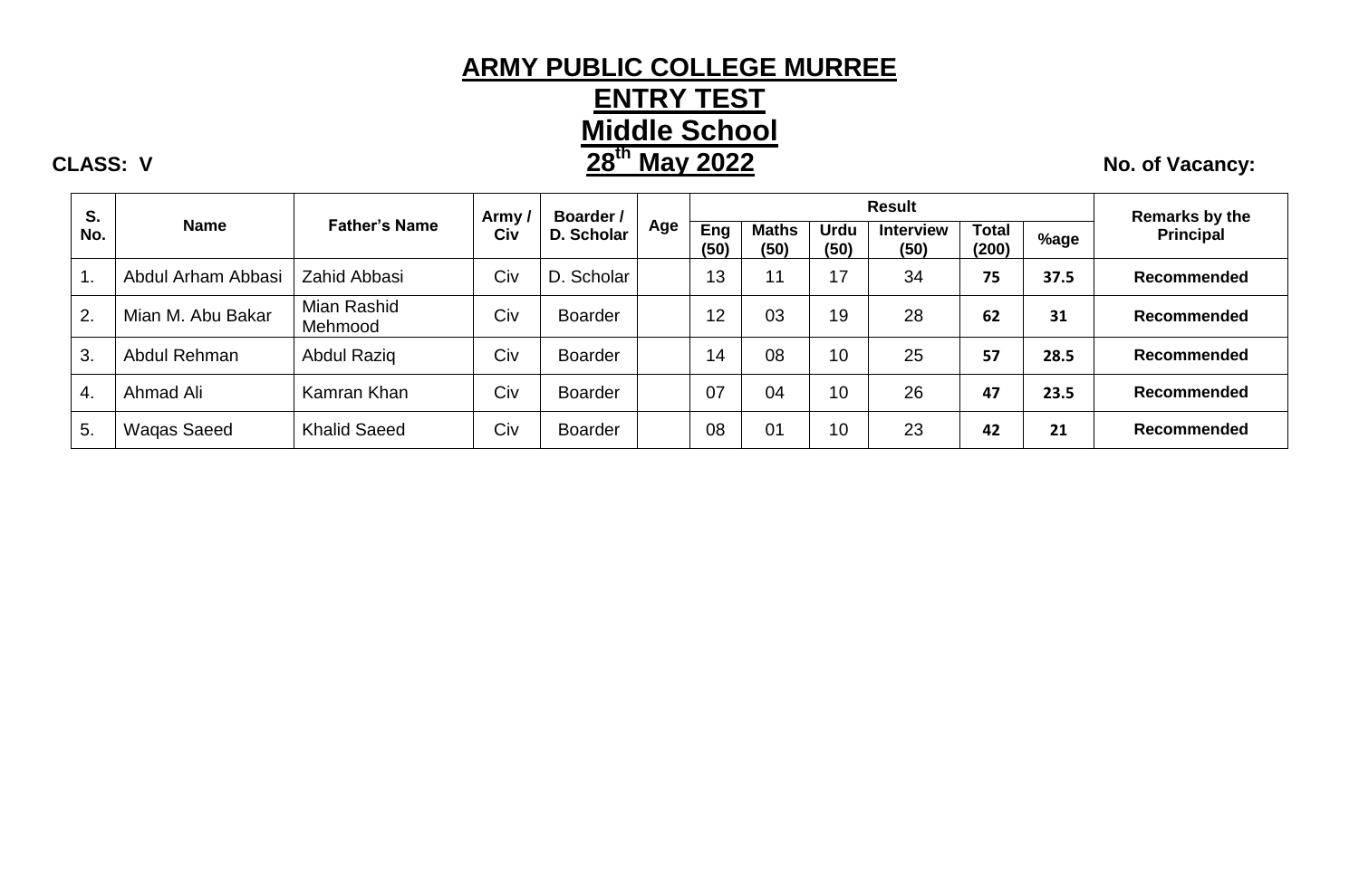# ARMY PUBLIC COLLEGE MURREE

## ENTRY TEST

## Middle School

**CLASS: V** **28th May 2022** **No. of Vacancy:**

| S. No. | Name | Father's Name | Army / Civ | Boarder / D. Scholar | Age | Result | | | | | | Remarks by the Principal |
|---|---|---|---|---|---|---|---|---|---|---|---|---|
| | | | | | | Eng (50) | Maths (50) | Urdu (50) | Interview (50) | Total (200) | %age | |
| 1. | Abdul Arham Abbasi | Zahid Abbasi | Civ | D. Scholar | | 13 | 11 | 17 | 34 | **75** | **37.5** | **Recommended** |
| 2. | Mian M. Abu Bakar | Mian Rashid Mehmood | Civ | Boarder | | 12 | 03 | 19 | 28 | **62** | **31** | **Recommended** |
| 3. | Abdul Rehman | Abdul Raziq | Civ | Boarder | | 14 | 08 | 10 | 25 | **57** | **28.5** | **Recommended** |
| 4. | Ahmad Ali | Kamran Khan | Civ | Boarder | | 07 | 04 | 10 | 26 | **47** | **23.5** | **Recommended** |
| 5. | Waqas Saeed | Khalid Saeed | Civ | Boarder | | 08 | 01 | 10 | 23 | **42** | **21** | **Recommended** |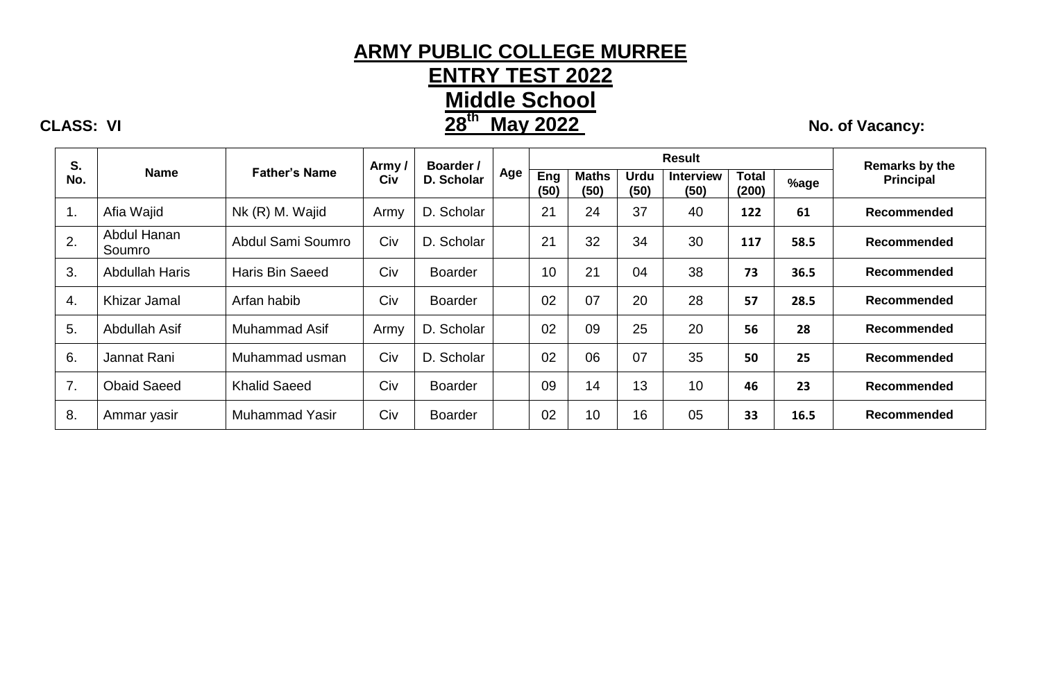# ARMY PUBLIC COLLEGE MURREE

## ENTRY TEST 2022

## Middle School

**CLASS: VI** **28th May 2022** **No. of Vacancy:**

| S. No. | Name | Father's Name | Army / Civ | Boarder / D. Scholar | Age | Result | | | | | | Remarks by the Principal |
|---|---|---|---|---|---|---|---|---|---|---|---|---|
| | | | | | | Eng (50) | Maths (50) | Urdu (50) | Interview (50) | Total (200) | %age | |
| 1. | Afia Wajid | Nk (R) M. Wajid | Army | D. Scholar | | 21 | 24 | 37 | 40 | **122** | **61** | **Recommended** |
| 2. | Abdul Hanan Soumro | Abdul Sami Soumro | Civ | D. Scholar | | 21 | 32 | 34 | 30 | **117** | **58.5** | **Recommended** |
| 3. | Abdullah Haris | Haris Bin Saeed | Civ | Boarder | | 10 | 21 | 04 | 38 | **73** | **36.5** | **Recommended** |
| 4. | Khizar Jamal | Arfan habib | Civ | Boarder | | 02 | 07 | 20 | 28 | **57** | **28.5** | **Recommended** |
| 5. | Abdullah Asif | Muhammad Asif | Army | D. Scholar | | 02 | 09 | 25 | 20 | **56** | **28** | **Recommended** |
| 6. | Jannat Rani | Muhammad usman | Civ | D. Scholar | | 02 | 06 | 07 | 35 | **50** | **25** | **Recommended** |
| 7. | Obaid Saeed | Khalid Saeed | Civ | Boarder | | 09 | 14 | 13 | 10 | **46** | **23** | **Recommended** |
| 8. | Ammar yasir | Muhammad Yasir | Civ | Boarder | | 02 | 10 | 16 | 05 | **33** | **16.5** | **Recommended** |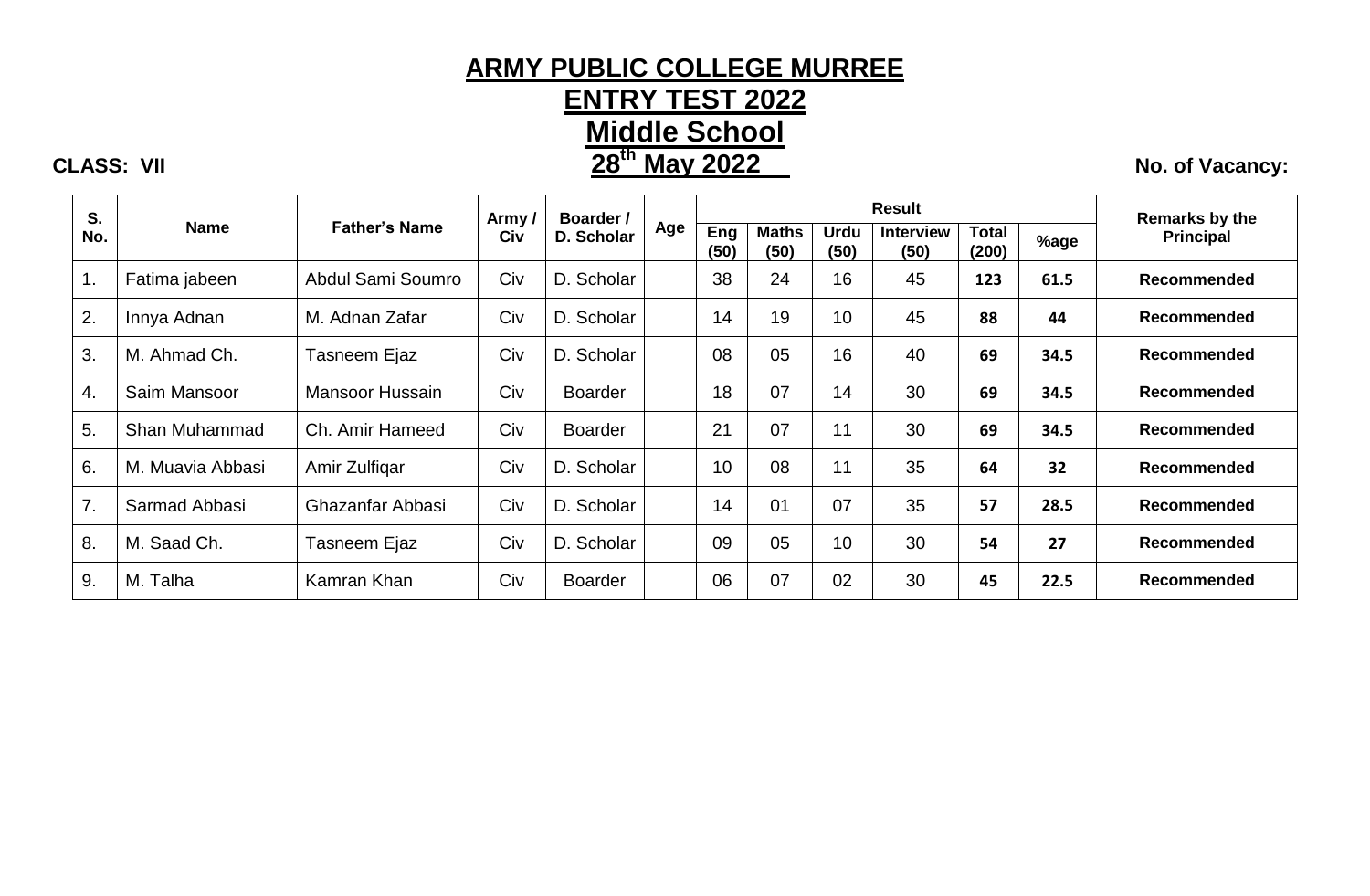# ARMY PUBLIC COLLEGE MURREE

## ENTRY TEST 2022

## Middle School

**CLASS: VII** **28th May 2022** **No. of Vacancy:**

| S. No. | Name | Father's Name | Army / Civ | Boarder / D. Scholar | Age | Result | | | | | | Remarks by the Principal |
|---|---|---|---|---|---|---|---|---|---|---|---|---|
| | | | | | | Eng (50) | Maths (50) | Urdu (50) | Interview (50) | Total (200) | %age | |
| 1. | Fatima jabeen | Abdul Sami Soumro | Civ | D. Scholar | | 38 | 24 | 16 | 45 | 123 | 61.5 | Recommended |
| 2. | Innya Adnan | M. Adnan Zafar | Civ | D. Scholar | | 14 | 19 | 10 | 45 | 88 | 44 | Recommended |
| 3. | M. Ahmad Ch. | Tasneem Ejaz | Civ | D. Scholar | | 08 | 05 | 16 | 40 | 69 | 34.5 | Recommended |
| 4. | Saim Mansoor | Mansoor Hussain | Civ | Boarder | | 18 | 07 | 14 | 30 | 69 | 34.5 | Recommended |
| 5. | Shan Muhammad | Ch. Amir Hameed | Civ | Boarder | | 21 | 07 | 11 | 30 | 69 | 34.5 | Recommended |
| 6. | M. Muavia Abbasi | Amir Zulfiqar | Civ | D. Scholar | | 10 | 08 | 11 | 35 | 64 | 32 | Recommended |
| 7. | Sarmad Abbasi | Ghazanfar Abbasi | Civ | D. Scholar | | 14 | 01 | 07 | 35 | 57 | 28.5 | Recommended |
| 8. | M. Saad Ch. | Tasneem Ejaz | Civ | D. Scholar | | 09 | 05 | 10 | 30 | 54 | 27 | Recommended |
| 9. | M. Talha | Kamran Khan | Civ | Boarder | | 06 | 07 | 02 | 30 | 45 | 22.5 | Recommended |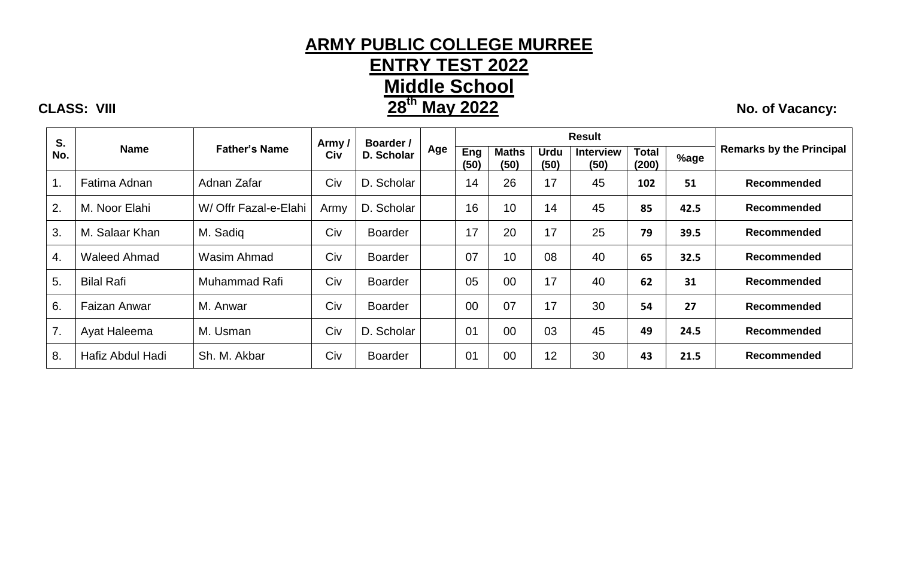# ARMY PUBLIC COLLEGE MURREE

## ENTRY TEST 2022

## Middle School

**CLASS: VIII** **28th May 2022** **No. of Vacancy:**

| S. No. | Name | Father's Name | Army / Civ | Boarder / D. Scholar | Age | Result | | | | | | Remarks by the Principal |
|---|---|---|---|---|---|---|---|---|---|---|---|---|
| | | | | | | Eng (50) | Maths (50) | Urdu (50) | Interview (50) | Total (200) | %age | |
| 1. | Fatima Adnan | Adnan Zafar | Civ | D. Scholar | | 14 | 26 | 17 | 45 | 102 | 51 | Recommended |
| 2. | M. Noor Elahi | W/ Offr Fazal-e-Elahi | Army | D. Scholar | | 16 | 10 | 14 | 45 | 85 | 42.5 | Recommended |
| 3. | M. Salaar Khan | M. Sadiq | Civ | Boarder | | 17 | 20 | 17 | 25 | 79 | 39.5 | Recommended |
| 4. | Waleed Ahmad | Wasim Ahmad | Civ | Boarder | | 07 | 10 | 08 | 40 | 65 | 32.5 | Recommended |
| 5. | Bilal Rafi | Muhammad Rafi | Civ | Boarder | | 05 | 00 | 17 | 40 | 62 | 31 | Recommended |
| 6. | Faizan Anwar | M. Anwar | Civ | Boarder | | 00 | 07 | 17 | 30 | 54 | 27 | Recommended |
| 7. | Ayat Haleema | M. Usman | Civ | D. Scholar | | 01 | 00 | 03 | 45 | 49 | 24.5 | Recommended |
| 8. | Hafiz Abdul Hadi | Sh. M. Akbar | Civ | Boarder | | 01 | 00 | 12 | 30 | 43 | 21.5 | Recommended |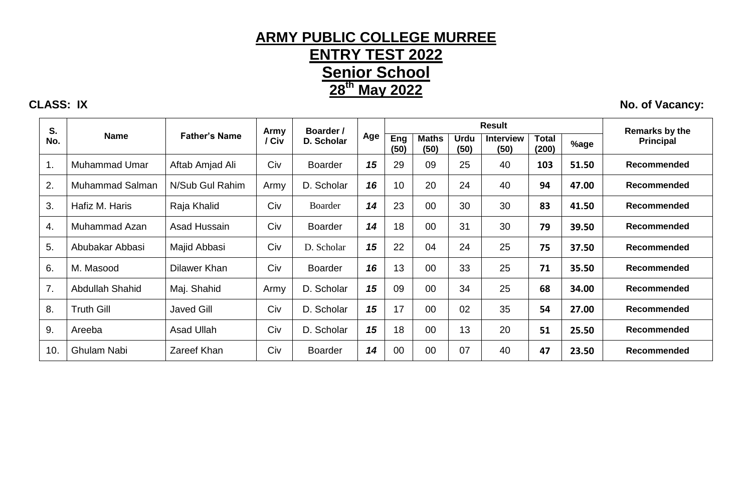# ARMY PUBLIC COLLEGE MURREE
# ENTRY TEST 2022
# Senior School
# 28th May 2022

**CLASS: IX** **No. of Vacancy:**

| S. No. | Name | Father's Name | Army / Civ | Boarder / D. Scholar | Age | Result | | | | | | Remarks by the Principal |
|---|---|---|---|---|---|---|---|---|---|---|---|---|
| | | | | | | Eng (50) | Maths (50) | Urdu (50) | Interview (50) | Total (200) | %age | |
| 1. | Muhammad Umar | Aftab Amjad Ali | Civ | Boarder | ***15*** | 29 | 09 | 25 | 40 | **103** | **51.50** | **Recommended** |
| 2. | Muhammad Salman | N/Sub Gul Rahim | Army | D. Scholar | ***16*** | 10 | 20 | 24 | 40 | **94** | **47.00** | **Recommended** |
| 3. | Hafiz M. Haris | Raja Khalid | Civ | Boarder | ***14*** | 23 | 00 | 30 | 30 | **83** | **41.50** | **Recommended** |
| 4. | Muhammad Azan | Asad Hussain | Civ | Boarder | ***14*** | 18 | 00 | 31 | 30 | **79** | **39.50** | **Recommended** |
| 5. | Abubakar Abbasi | Majid Abbasi | Civ | D. Scholar | ***15*** | 22 | 04 | 24 | 25 | **75** | **37.50** | **Recommended** |
| 6. | M. Masood | Dilawer Khan | Civ | Boarder | ***16*** | 13 | 00 | 33 | 25 | **71** | **35.50** | **Recommended** |
| 7. | Abdullah Shahid | Maj. Shahid | Army | D. Scholar | ***15*** | 09 | 00 | 34 | 25 | **68** | **34.00** | **Recommended** |
| 8. | Truth Gill | Javed Gill | Civ | D. Scholar | ***15*** | 17 | 00 | 02 | 35 | **54** | **27.00** | **Recommended** |
| 9. | Areeba | Asad Ullah | Civ | D. Scholar | ***15*** | 18 | 00 | 13 | 20 | **51** | **25.50** | **Recommended** |
| 10. | Ghulam Nabi | Zareef Khan | Civ | Boarder | ***14*** | 00 | 00 | 07 | 40 | **47** | **23.50** | **Recommended** |